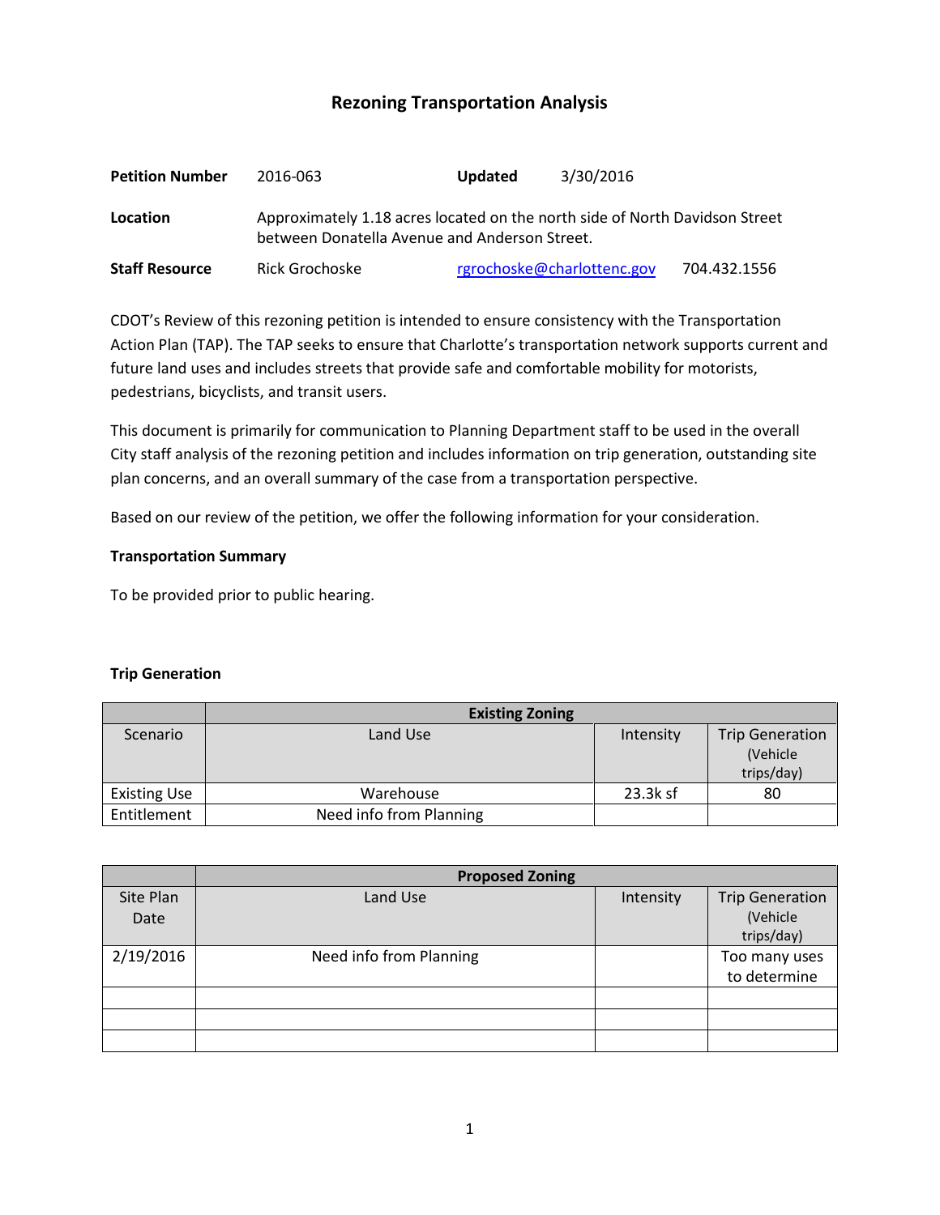# Rezoning Transportation Analysis

| | | | |
|---|---|---|---|
| **Petition Number** | 2016-063 | **Updated** | 3/30/2016 |
| **Location** | Approximately 1.18 acres located on the north side of North Davidson Street between Donatella Avenue and Anderson Street. | | |
| **Staff Resource** | Rick Grochoske | rgrochoske@charlottenc.gov | 704.432.1556 |

CDOT's Review of this rezoning petition is intended to ensure consistency with the Transportation Action Plan (TAP). The TAP seeks to ensure that Charlotte's transportation network supports current and future land uses and includes streets that provide safe and comfortable mobility for motorists, pedestrians, bicyclists, and transit users.

This document is primarily for communication to Planning Department staff to be used in the overall City staff analysis of the rezoning petition and includes information on trip generation, outstanding site plan concerns, and an overall summary of the case from a transportation perspective.

Based on our review of the petition, we offer the following information for your consideration.

**Transportation Summary**

To be provided prior to public hearing.

**Trip Generation**

| | Existing Zoning | | |
|---|---|---|---|
| Scenario | Land Use | Intensity | Trip Generation (Vehicle trips/day) |
| Existing Use | Warehouse | 23.3k sf | 80 |
| Entitlement | Need info from Planning | | |

| | Proposed Zoning | | |
|---|---|---|---|
| Site Plan Date | Land Use | Intensity | Trip Generation (Vehicle trips/day) |
| 2/19/2016 | Need info from Planning | | Too many uses to determine |
| | | | |
| | | | |
| | | | |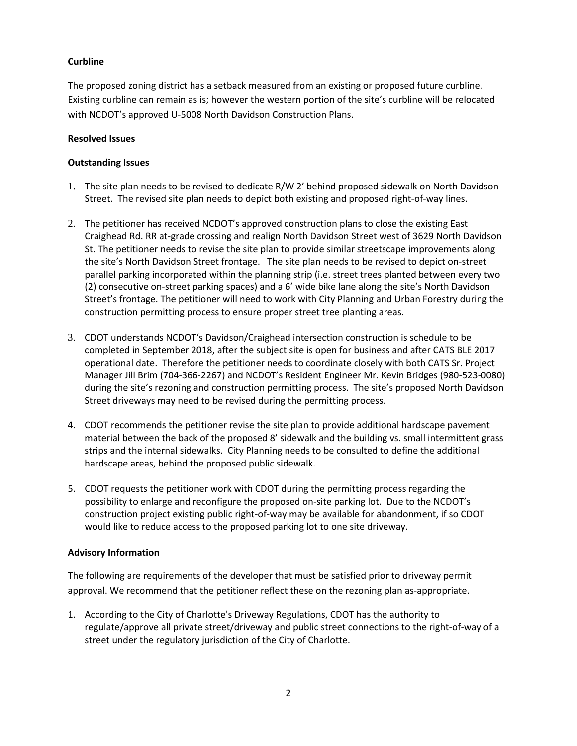**Curbline**

The proposed zoning district has a setback measured from an existing or proposed future curbline. Existing curbline can remain as is; however the western portion of the site's curbline will be relocated with NCDOT's approved U-5008 North Davidson Construction Plans.

**Resolved Issues**

**Outstanding Issues**

1. The site plan needs to be revised to dedicate R/W 2' behind proposed sidewalk on North Davidson Street. The revised site plan needs to depict both existing and proposed right-of-way lines.

2. The petitioner has received NCDOT's approved construction plans to close the existing East Craighead Rd. RR at-grade crossing and realign North Davidson Street west of 3629 North Davidson St. The petitioner needs to revise the site plan to provide similar streetscape improvements along the site's North Davidson Street frontage. The site plan needs to be revised to depict on-street parallel parking incorporated within the planning strip (i.e. street trees planted between every two (2) consecutive on-street parking spaces) and a 6' wide bike lane along the site's North Davidson Street's frontage. The petitioner will need to work with City Planning and Urban Forestry during the construction permitting process to ensure proper street tree planting areas.

3. CDOT understands NCDOT's Davidson/Craighead intersection construction is schedule to be completed in September 2018, after the subject site is open for business and after CATS BLE 2017 operational date. Therefore the petitioner needs to coordinate closely with both CATS Sr. Project Manager Jill Brim (704-366-2267) and NCDOT's Resident Engineer Mr. Kevin Bridges (980-523-0080) during the site's rezoning and construction permitting process. The site's proposed North Davidson Street driveways may need to be revised during the permitting process.

4. CDOT recommends the petitioner revise the site plan to provide additional hardscape pavement material between the back of the proposed 8' sidewalk and the building vs. small intermittent grass strips and the internal sidewalks. City Planning needs to be consulted to define the additional hardscape areas, behind the proposed public sidewalk.

5. CDOT requests the petitioner work with CDOT during the permitting process regarding the possibility to enlarge and reconfigure the proposed on-site parking lot. Due to the NCDOT's construction project existing public right-of-way may be available for abandonment, if so CDOT would like to reduce access to the proposed parking lot to one site driveway.

**Advisory Information**

The following are requirements of the developer that must be satisfied prior to driveway permit approval. We recommend that the petitioner reflect these on the rezoning plan as-appropriate.

1. According to the City of Charlotte's Driveway Regulations, CDOT has the authority to regulate/approve all private street/driveway and public street connections to the right-of-way of a street under the regulatory jurisdiction of the City of Charlotte.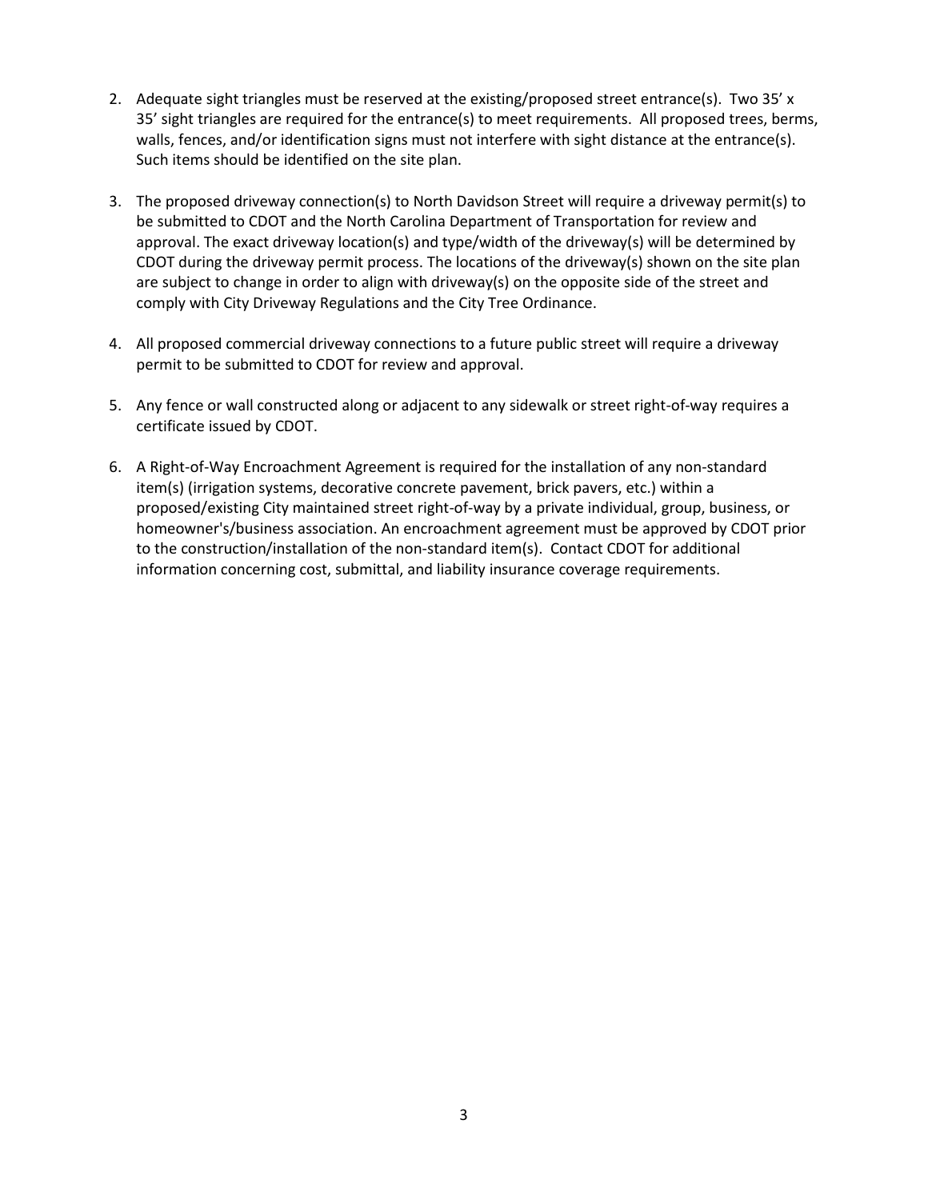2. Adequate sight triangles must be reserved at the existing/proposed street entrance(s). Two 35' x 35' sight triangles are required for the entrance(s) to meet requirements. All proposed trees, berms, walls, fences, and/or identification signs must not interfere with sight distance at the entrance(s). Such items should be identified on the site plan.

3. The proposed driveway connection(s) to North Davidson Street will require a driveway permit(s) to be submitted to CDOT and the North Carolina Department of Transportation for review and approval. The exact driveway location(s) and type/width of the driveway(s) will be determined by CDOT during the driveway permit process. The locations of the driveway(s) shown on the site plan are subject to change in order to align with driveway(s) on the opposite side of the street and comply with City Driveway Regulations and the City Tree Ordinance.

4. All proposed commercial driveway connections to a future public street will require a driveway permit to be submitted to CDOT for review and approval.

5. Any fence or wall constructed along or adjacent to any sidewalk or street right-of-way requires a certificate issued by CDOT.

6. A Right-of-Way Encroachment Agreement is required for the installation of any non-standard item(s) (irrigation systems, decorative concrete pavement, brick pavers, etc.) within a proposed/existing City maintained street right-of-way by a private individual, group, business, or homeowner's/business association. An encroachment agreement must be approved by CDOT prior to the construction/installation of the non-standard item(s). Contact CDOT for additional information concerning cost, submittal, and liability insurance coverage requirements.